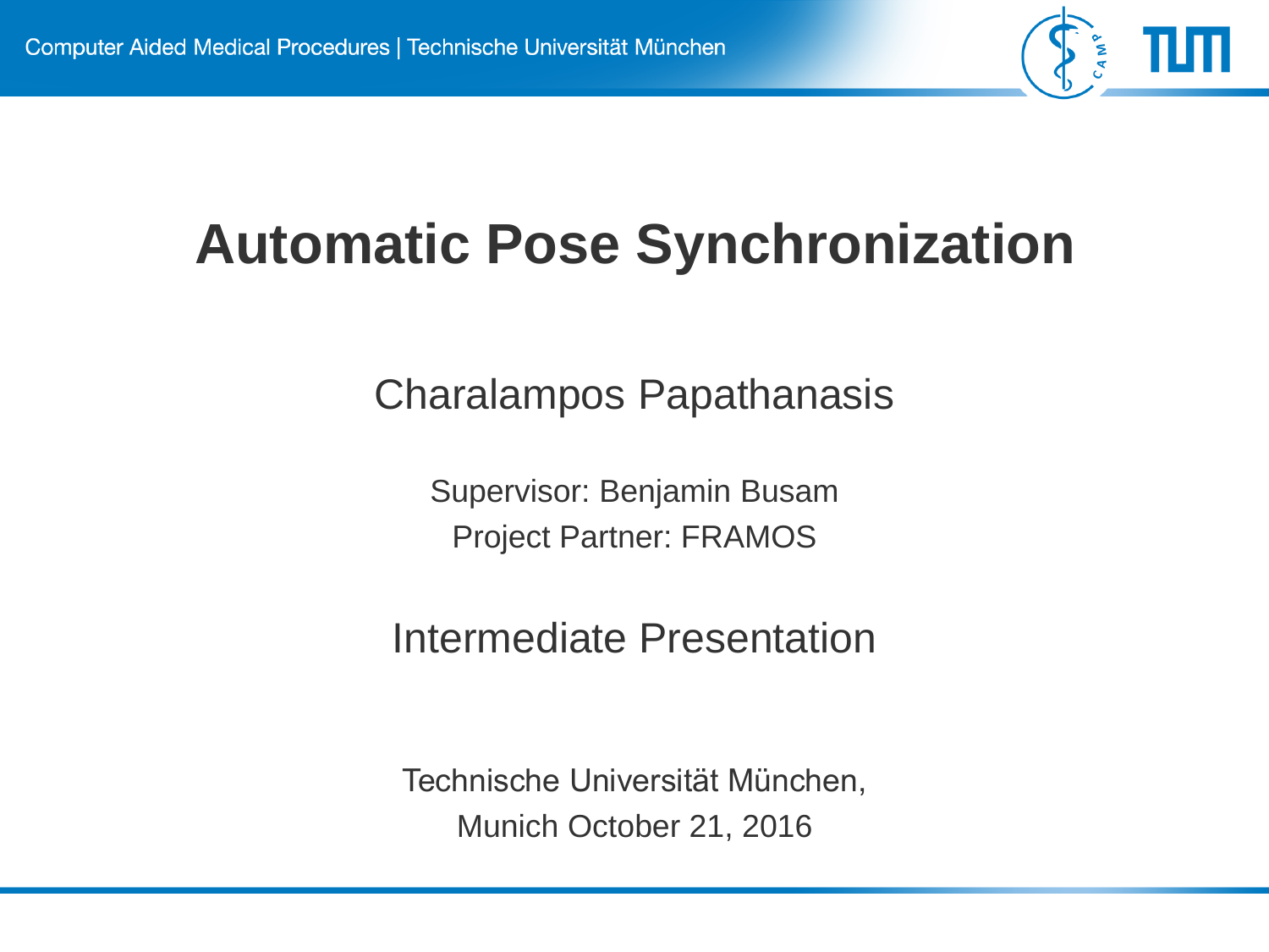# Automatic Pose Synchronization

Charalampos Papathanasis

Supervisor: Benjamin Busam

Project Partner: FRAMOS

Intermediate Presentation

Technische Universität München,

Munich October 21, 2016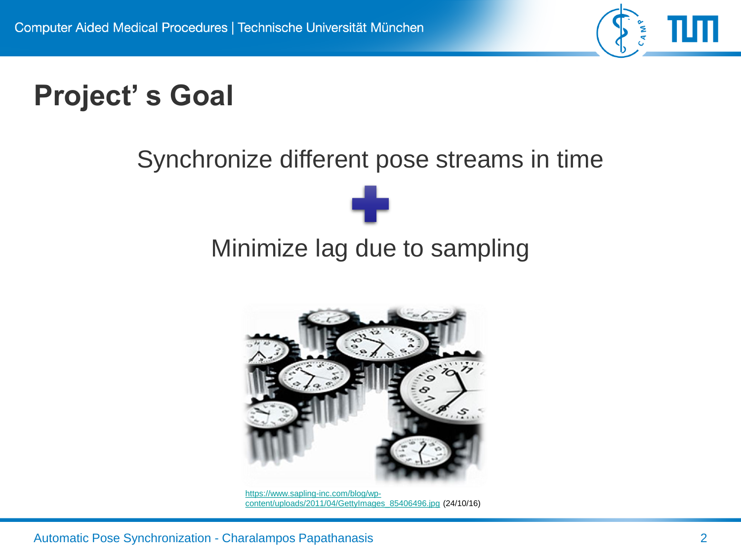# Project' s Goal

Synchronize different pose streams in time

+

Minimize lag due to sampling

https://www.sapling-inc.com/blog/wp-content/uploads/2011/04/GettyImages_85406496.jpg (24/10/16)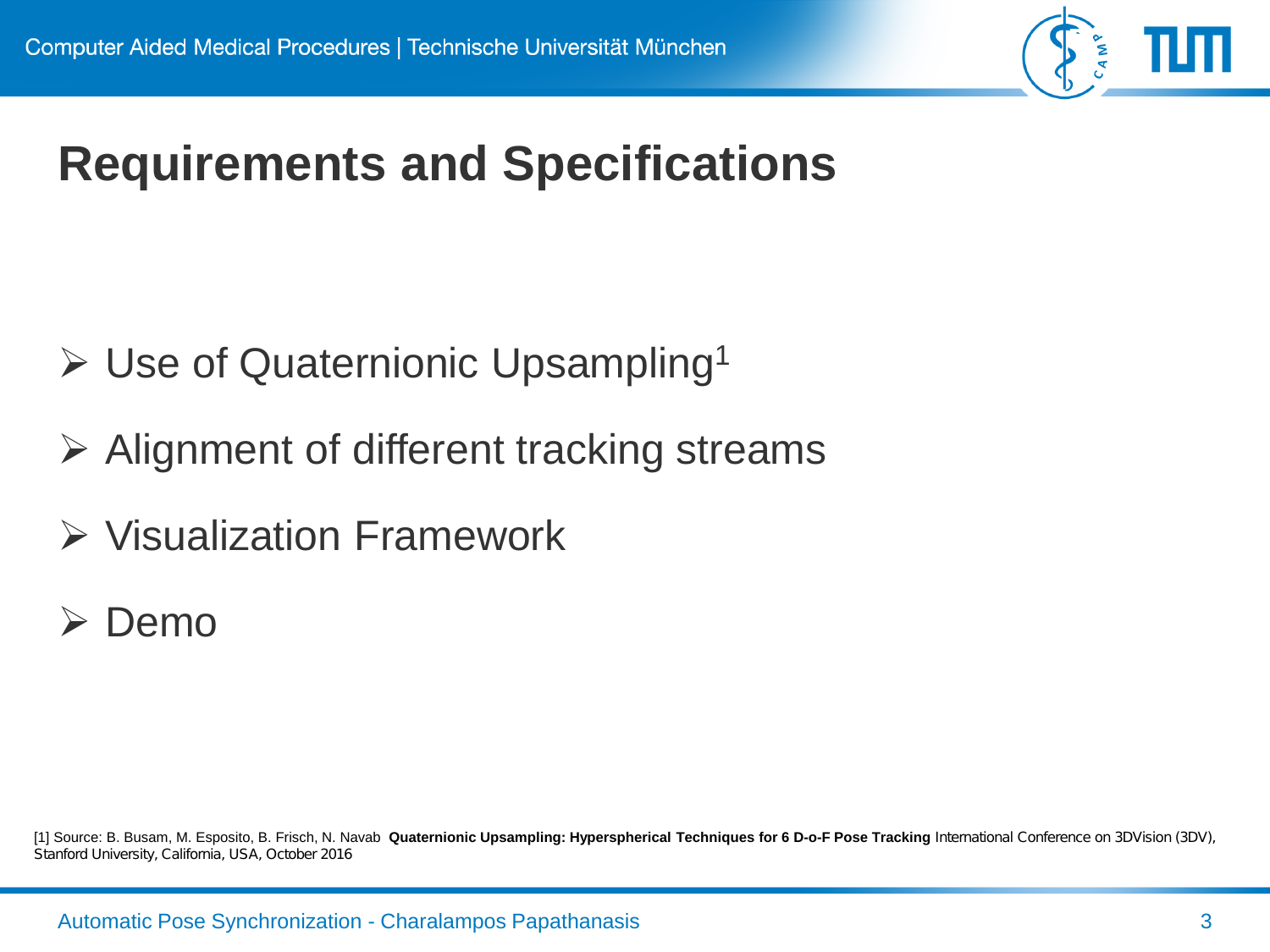# Requirements and Specifications

- Use of Quaternionic Upsampling[1]
- Alignment of different tracking streams
- Visualization Framework
- Demo

[1] Source: B. Busam, M. Esposito, B. Frisch, N. Navab **Quaternionic Upsampling: Hyperspherical Techniques for 6 D-o-F Pose Tracking** International Conference on 3DVision (3DV), Stanford University, California, USA, October 2016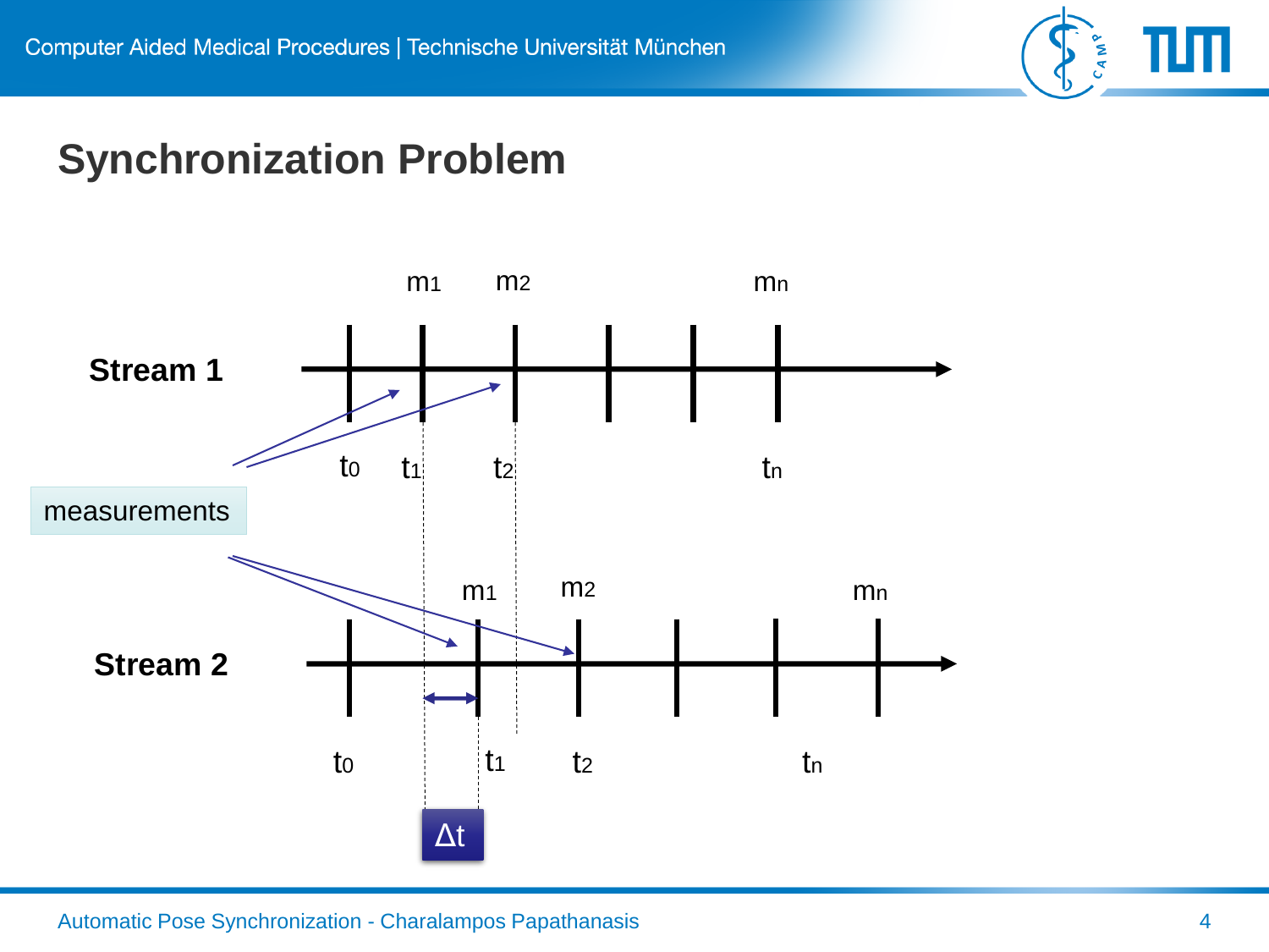# Synchronization Problem

Stream 1: $m_1$, $m_2$, $m_n$ at $t_0$, $t_1$, $t_2$, $t_n$

measurements

Stream 2: $m_1$, $m_2$, $m_n$ at $t_0$, $t_1$, $t_2$, $t_n$

$\Delta t$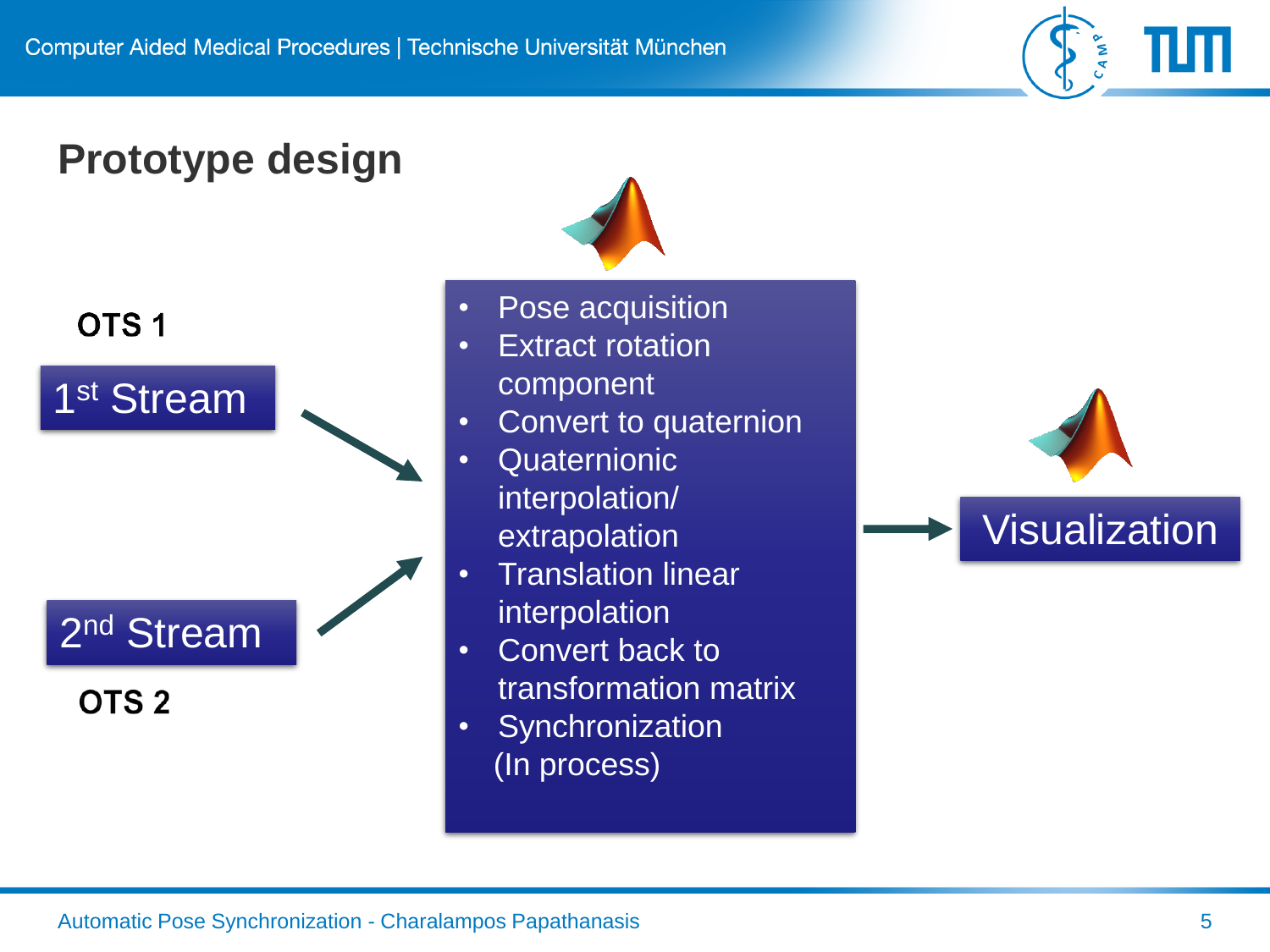# Prototype design

OTS 1

1st Stream

2nd Stream

OTS 2

- Pose acquisition
- Extract rotation component
- Convert to quaternion
- Quaternionic interpolation/ extrapolation
- Translation linear interpolation
- Convert back to transformation matrix
- Synchronization (In process)

Visualization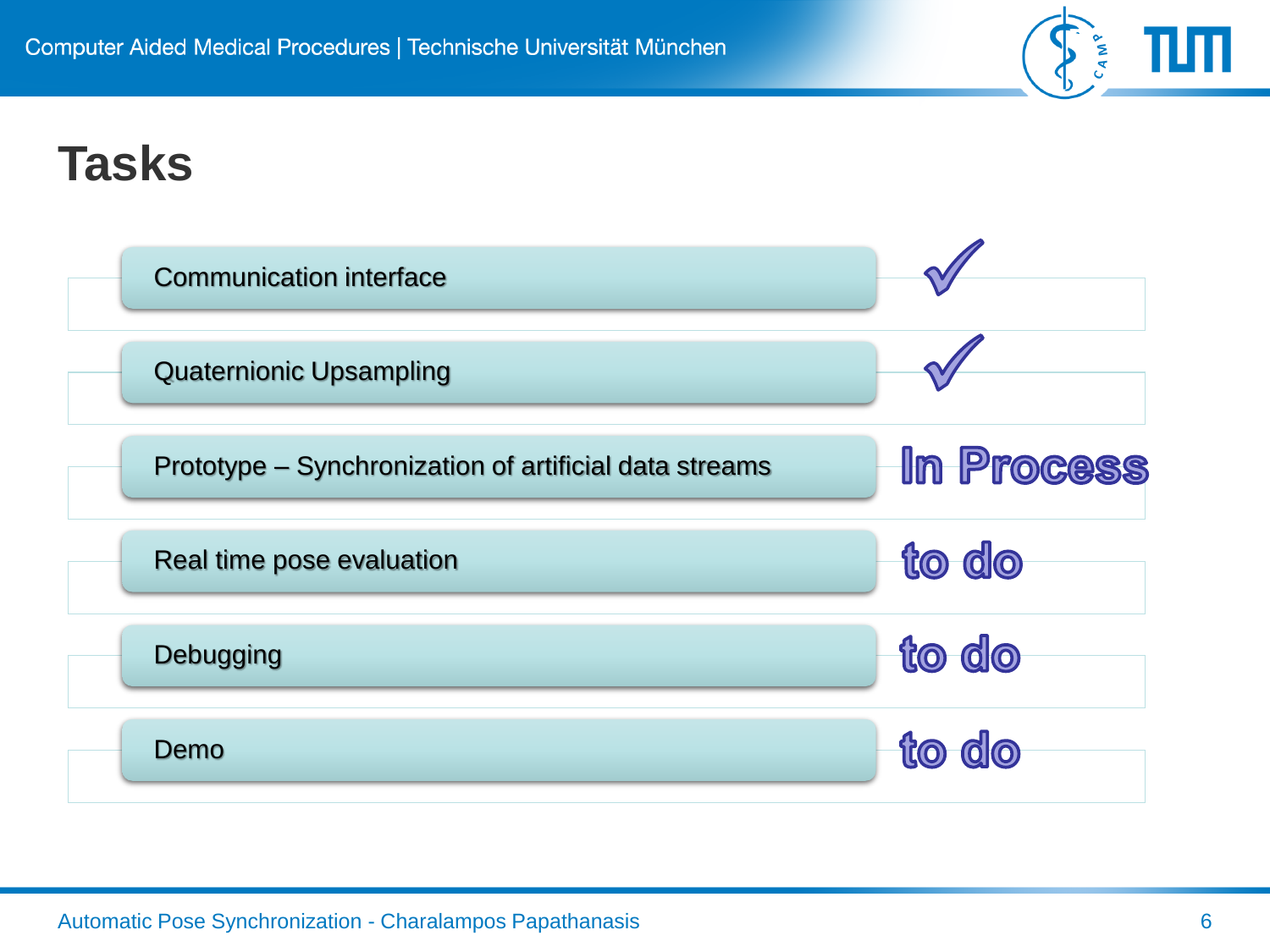# Tasks

| Task | Status |
| --- | --- |
| Communication interface | ✓ |
| Quaternionic Upsampling | ✓ |
| Prototype – Synchronization of artificial data streams | In Process |
| Real time pose evaluation | to do |
| Debugging | to do |
| Demo | to do |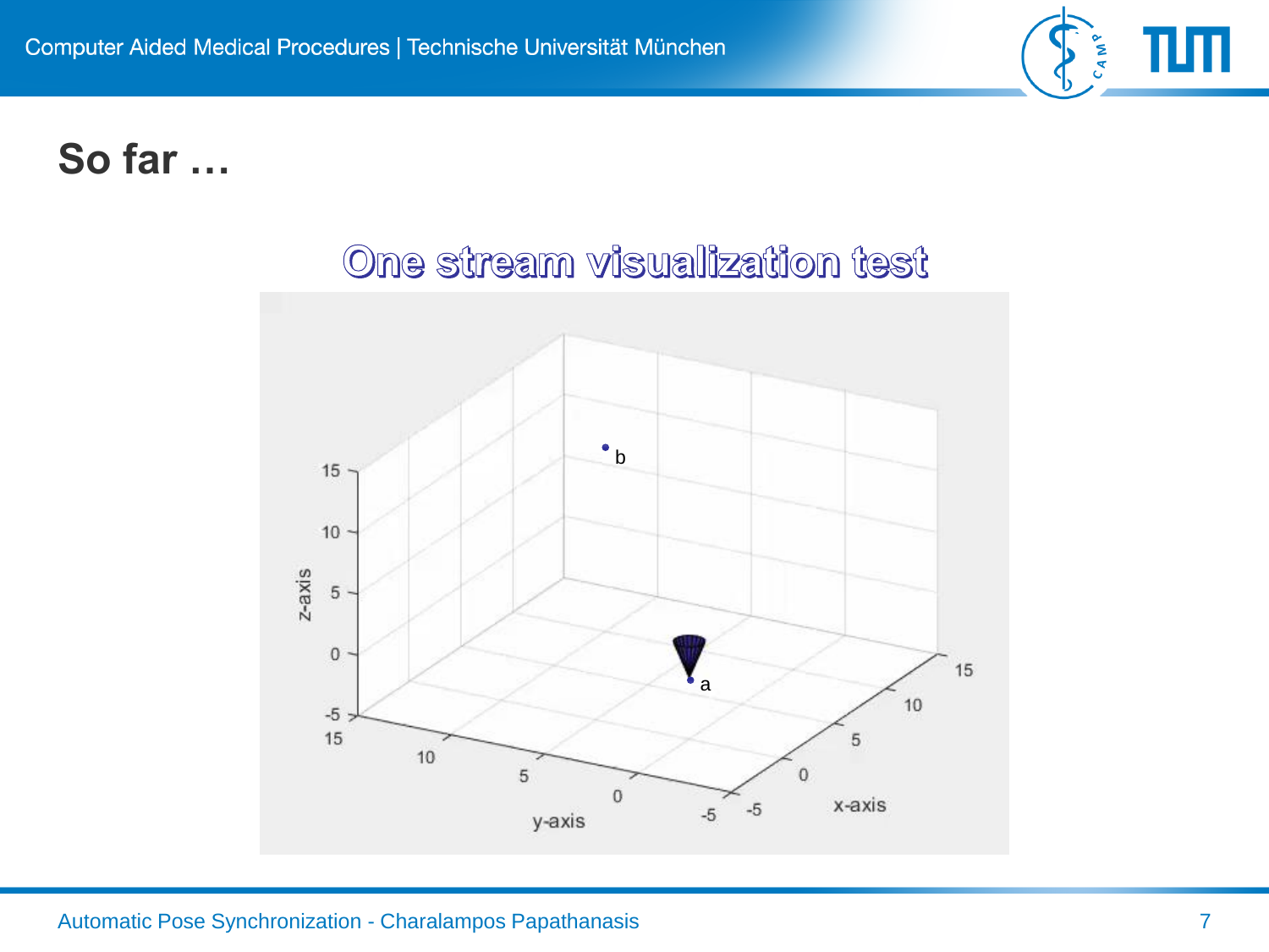# So far …

## One stream visualization test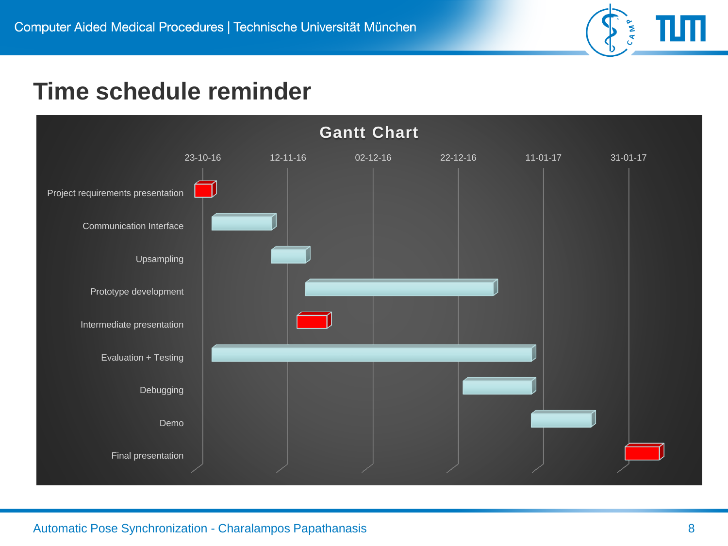# Time schedule reminder

**Gantt Chart**

23-10-16 | 12-11-16 | 02-12-16 | 22-12-16 | 11-01-17 | 31-01-17

- Project requirements presentation
- Communication Interface
- Upsampling
- Prototype development
- Intermediate presentation
- Evaluation + Testing
- Debugging
- Demo
- Final presentation

Automatic Pose Synchronization - Charalampos Papathanasis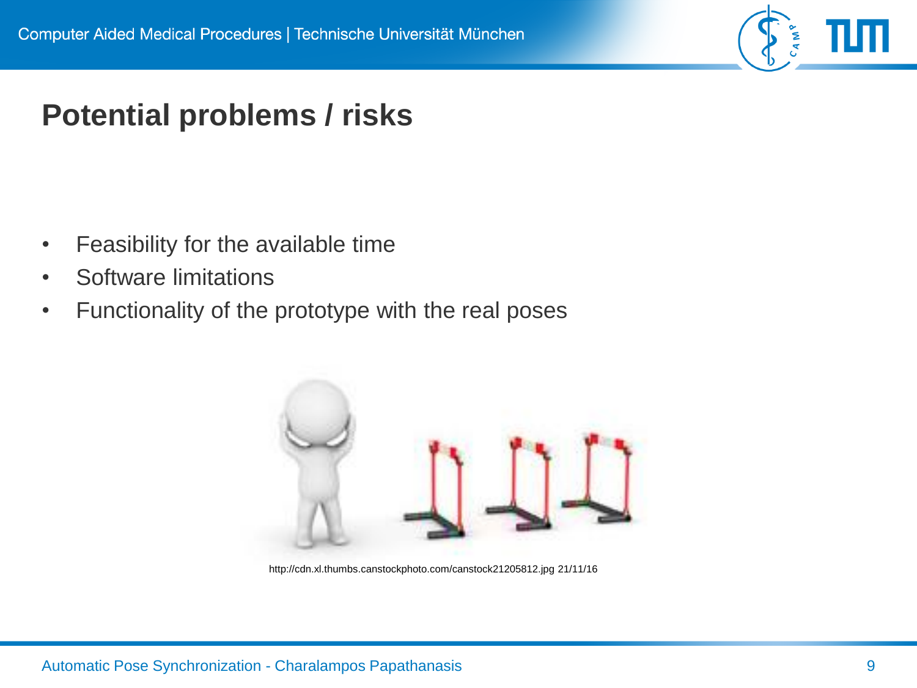# Potential problems / risks

- Feasibility for the available time
- Software limitations
- Functionality of the prototype with the real poses

http://cdn.xl.thumbs.canstockphoto.com/canstock21205812.jpg 21/11/16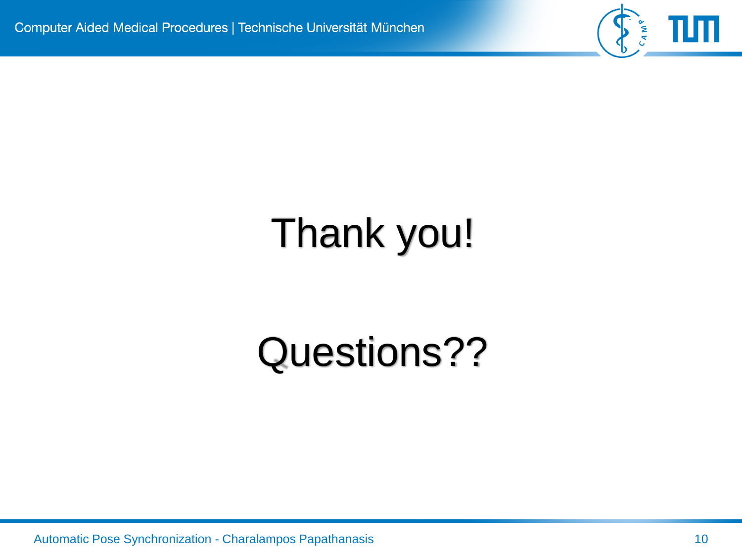# Thank you!

# Questions??